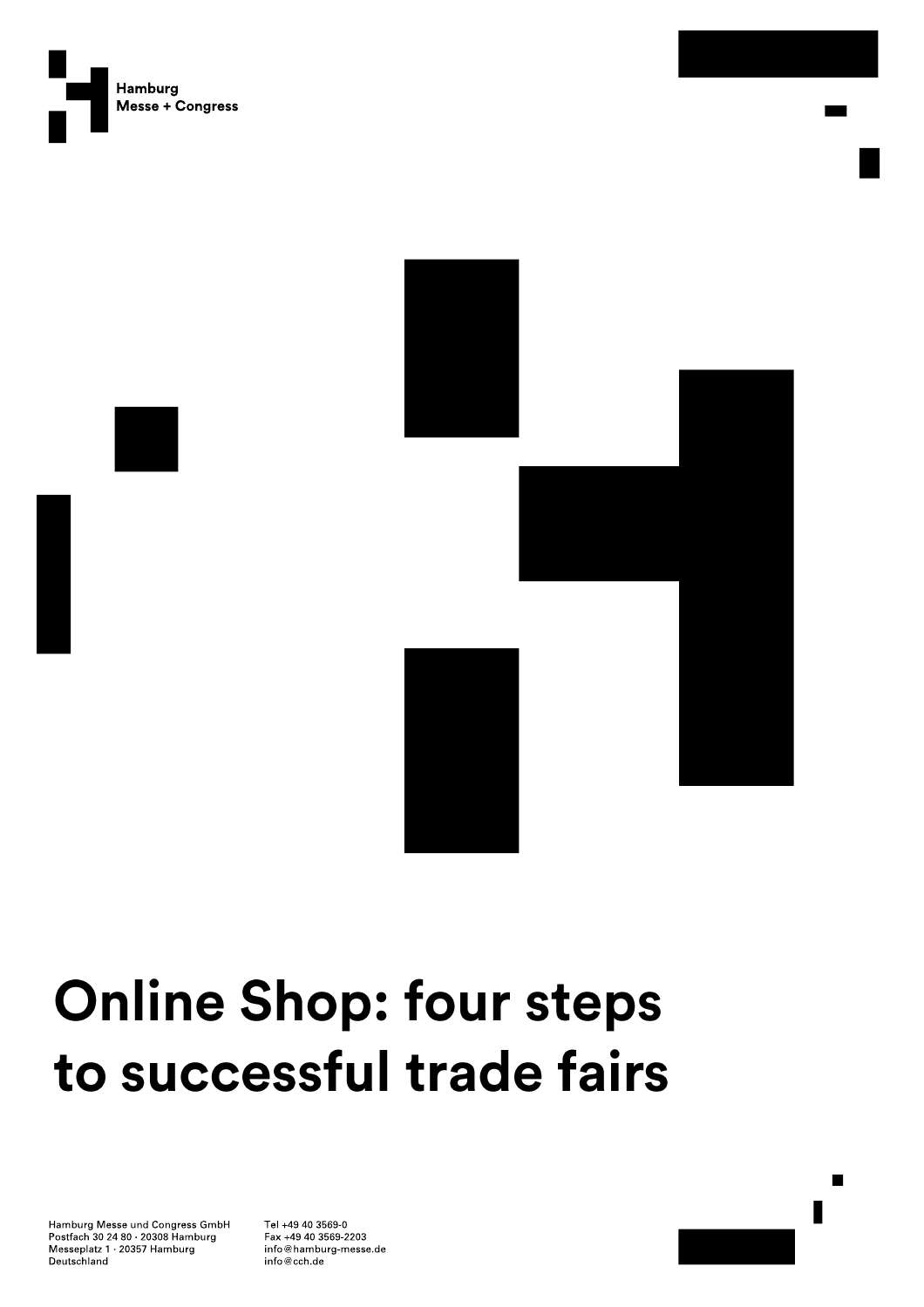Hamburg
Messe + Congress

# Online Shop: four steps to successful trade fairs

Hamburg Messe und Congress GmbH
Postfach 30 24 80 · 20308 Hamburg
Messeplatz 1 · 20357 Hamburg
Deutschland

Tel +49 40 3569-0
Fax +49 40 3569-2203
info@hamburg-messe.de
info@cch.de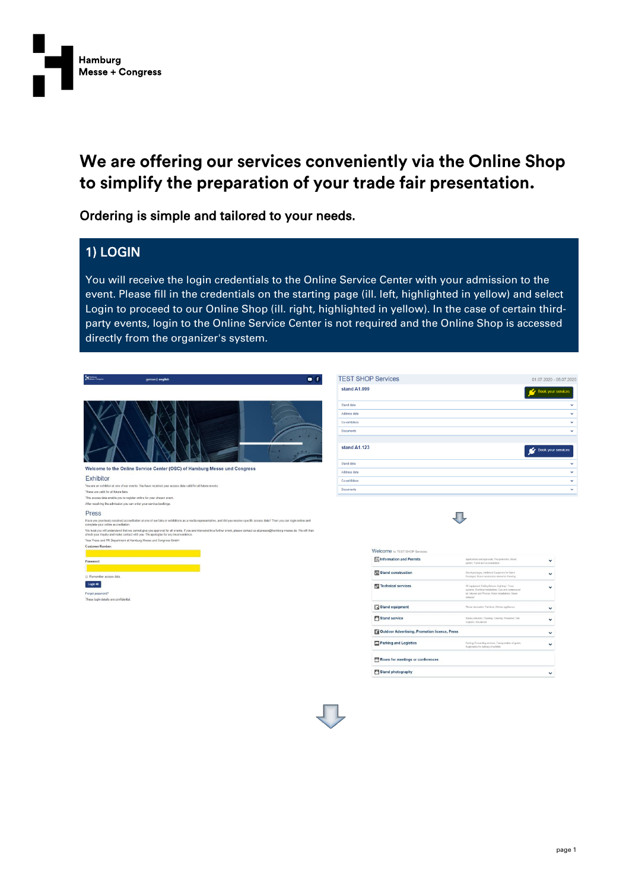# We are offering our services conveniently via the Online Shop to simplify the preparation of your trade fair presentation.

**Ordering is simple and tailored to your needs.**

## 1) LOGIN

You will receive the login credentials to the Online Service Center with your admission to the event. Please fill in the credentials on the starting page (ill. left, highlighted in yellow) and select Login to proceed to our Online Shop (ill. right, highlighted in yellow). In the case of certain third-party events, login to the Online Service Center is not required and the Online Shop is accessed directly from the organizer's system.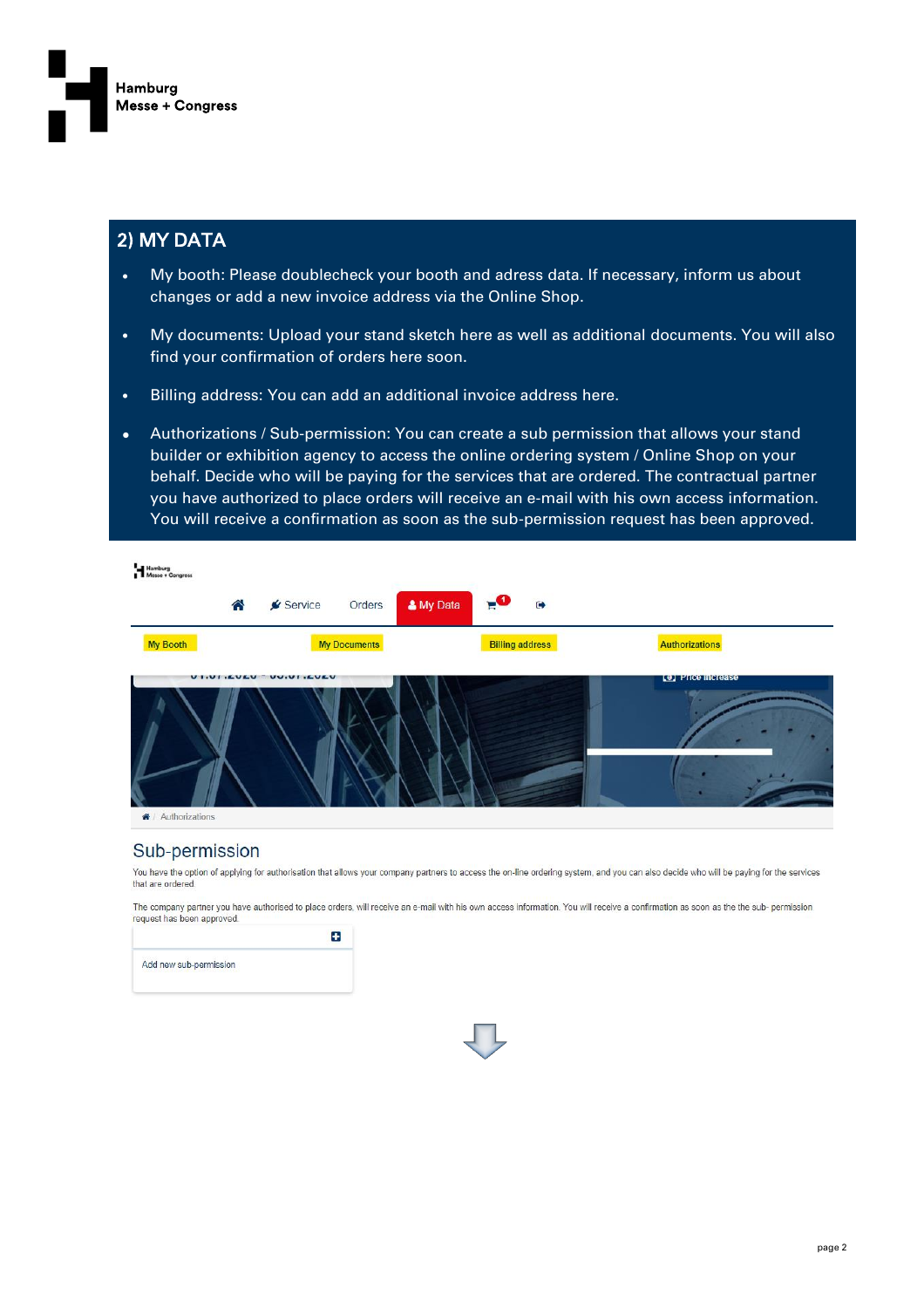## 2) MY DATA

- My booth: Please doublecheck your booth and adress data. If necessary, inform us about changes or add a new invoice address via the Online Shop.
- My documents: Upload your stand sketch here as well as additional documents. You will also find your confirmation of orders here soon.
- Billing address: You can add an additional invoice address here.
- Authorizations / Sub-permission: You can create a sub permission that allows your stand builder or exhibition agency to access the online ordering system / Online Shop on your behalf. Decide who will be paying for the services that are ordered. The contractual partner you have authorized to place orders will receive an e-mail with his own access information. You will receive a confirmation as soon as the sub-permission request has been approved.

Service | Orders | My Data

My Booth | My Documents | Billing address | Authorizations

Price increase

Authorizations

### Sub-permission

You have the option of applying for authorisation that allows your company partners to access the on-line ordering system, and you can also decide who will be paying for the services that are ordered.

The company partner you have authorised to place orders, will receive an e-mail with his own access information. You will receive a confirmation as soon as the the sub- permission request has been approved.

Add new sub-permission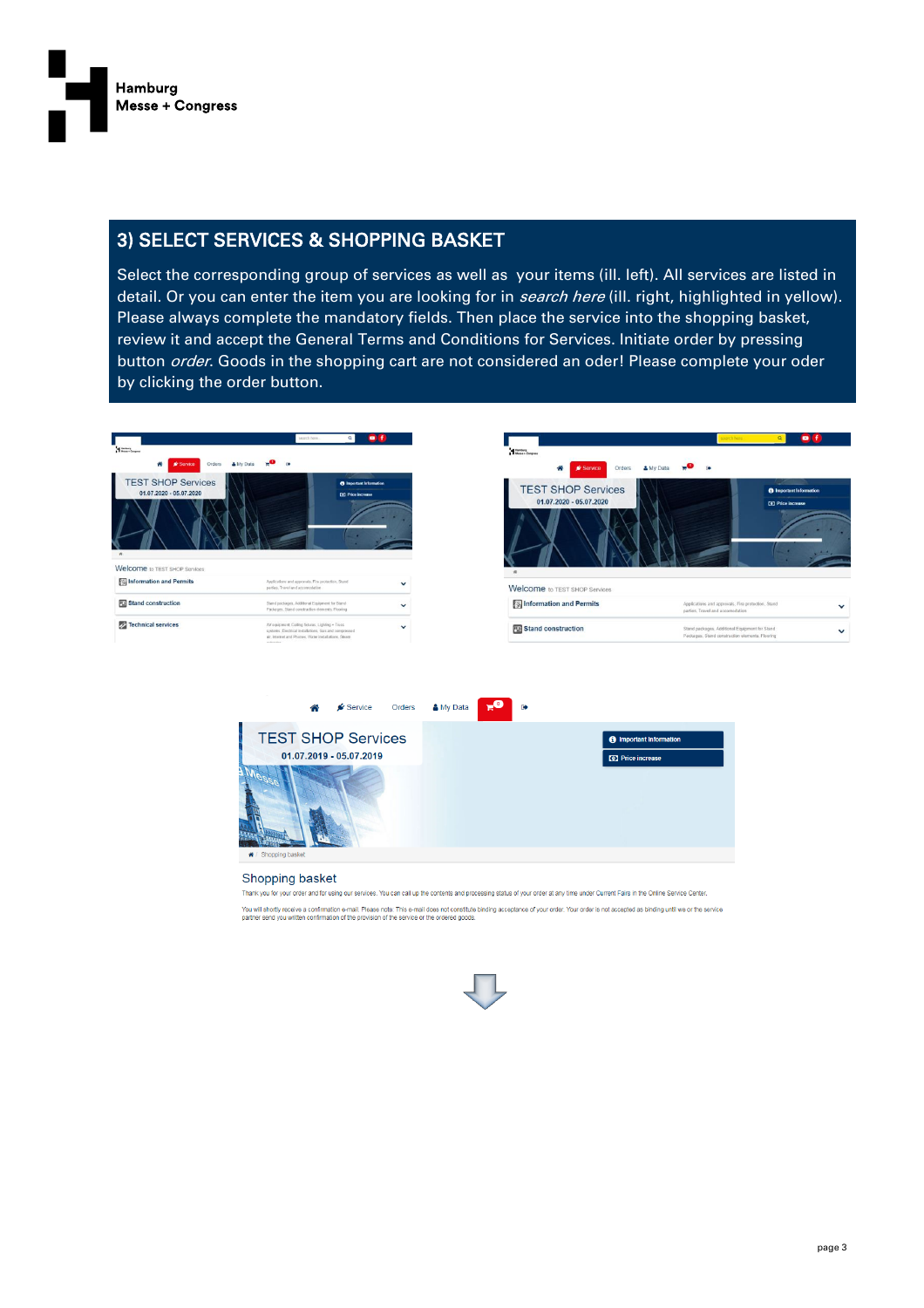## 3) SELECT SERVICES & SHOPPING BASKET

Select the corresponding group of services as well as your items (ill. left). All services are listed in detail. Or you can enter the item you are looking for in *search here* (ill. right, highlighted in yellow). Please always complete the mandatory fields. Then place the service into the shopping basket, review it and accept the General Terms and Conditions for Services. Initiate order by pressing button *order*. Goods in the shopping cart are not considered an oder! Please complete your oder by clicking the order button.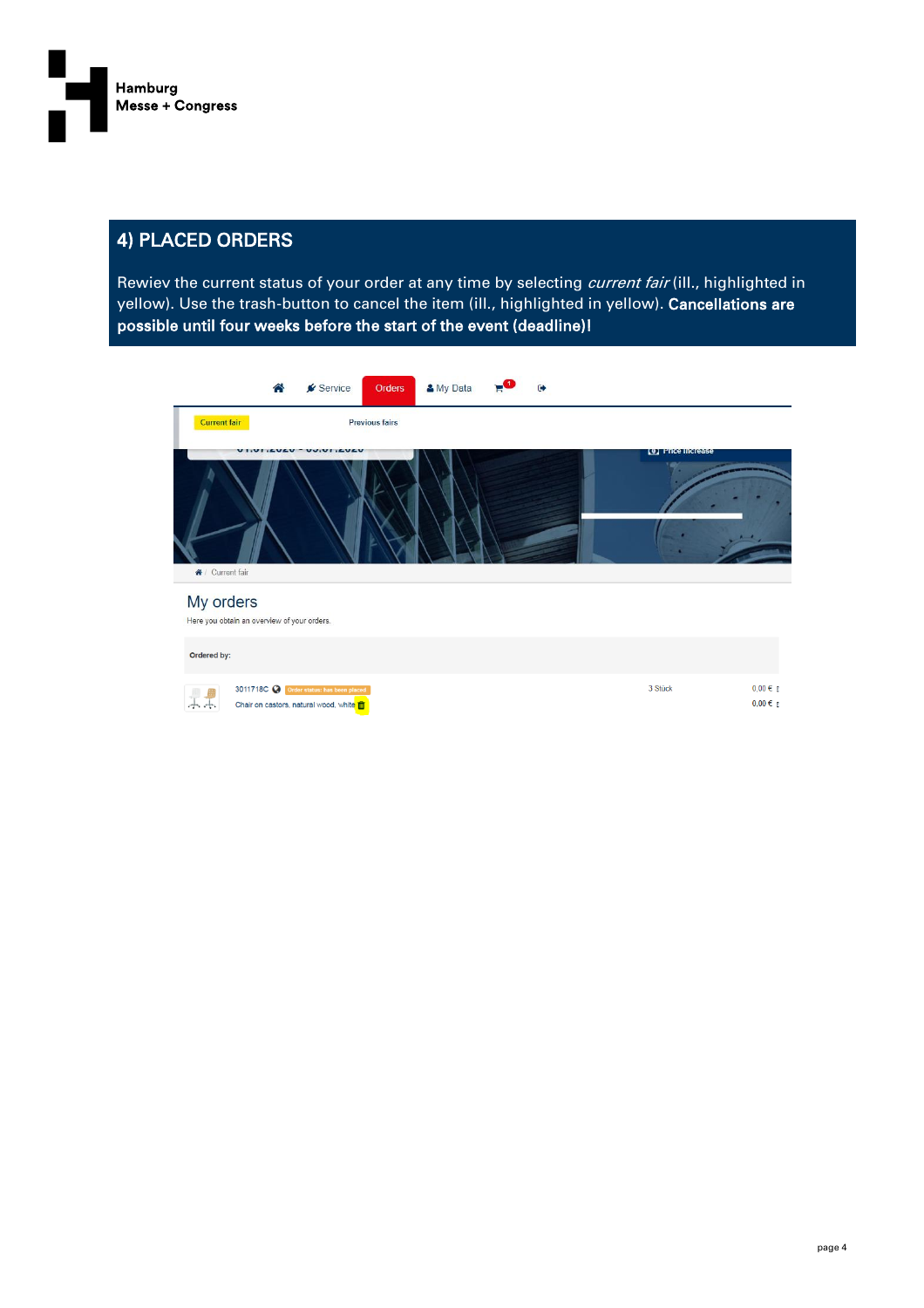Hamburg
Messe + Congress

## 4) PLACED ORDERS

Rewiev the current status of your order at any time by selecting *current fair* (ill., highlighted in yellow). Use the trash-button to cancel the item (ill., highlighted in yellow). **Cancellations are possible until four weeks before the start of the event (deadline)!**

Service | Orders | My Data

Current fair | Previous fairs

Current fair

My orders

Here you obtain an overview of your orders.

Ordered by:

| | | | |
|---|---|---|---|
| 3011718C | Order status: has been placed | 3 Stück | 0,00 € |
| Chair on castors, natural wood, white | | | 0,00 € |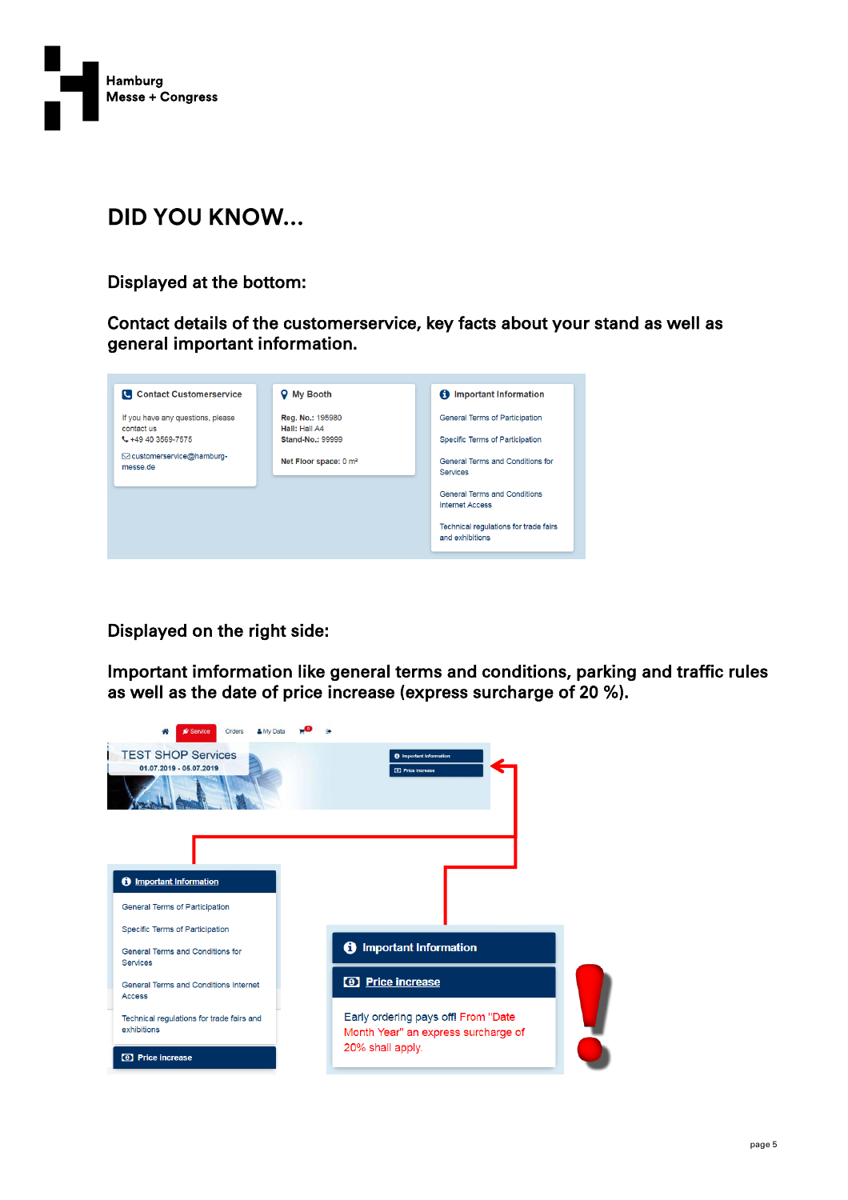# DID YOU KNOW...

## Displayed at the bottom:

## Contact details of the customerservice, key facts about your stand as well as general important information.

**Contact Customerservice**

If you have any questions, please contact us
+49 40 3569-7575
customerservice@hamburg-messe.de

**My Booth**

Reg. No.: 195980
Hall: Hall A4
Stand-No.: 99999

Net Floor space: 0 m²

**Important Information**

General Terms of Participation

Specific Terms of Participation

General Terms and Conditions for Services

General Terms and Conditions Internet Access

Technical regulations for trade fairs and exhibitions

## Displayed on the right side:

## Important immformation like general terms and conditions, parking and traffic rules as well as the date of price increase (express surcharge of 20 %).

Service Orders My Data

TEST SHOP Services
01.07.2019 - 05.07.2019

Important information
Price increase

**Important Information**

General Terms of Participation

Specific Terms of Participation

General Terms and Conditions for Services

General Terms and Conditions Internet Access

Technical regulations for trade fairs and exhibitions

Price increase

**Important Information**

**Price increase**

Early ordering pays off! From "Date Month Year" an express surcharge of 20% shall apply.